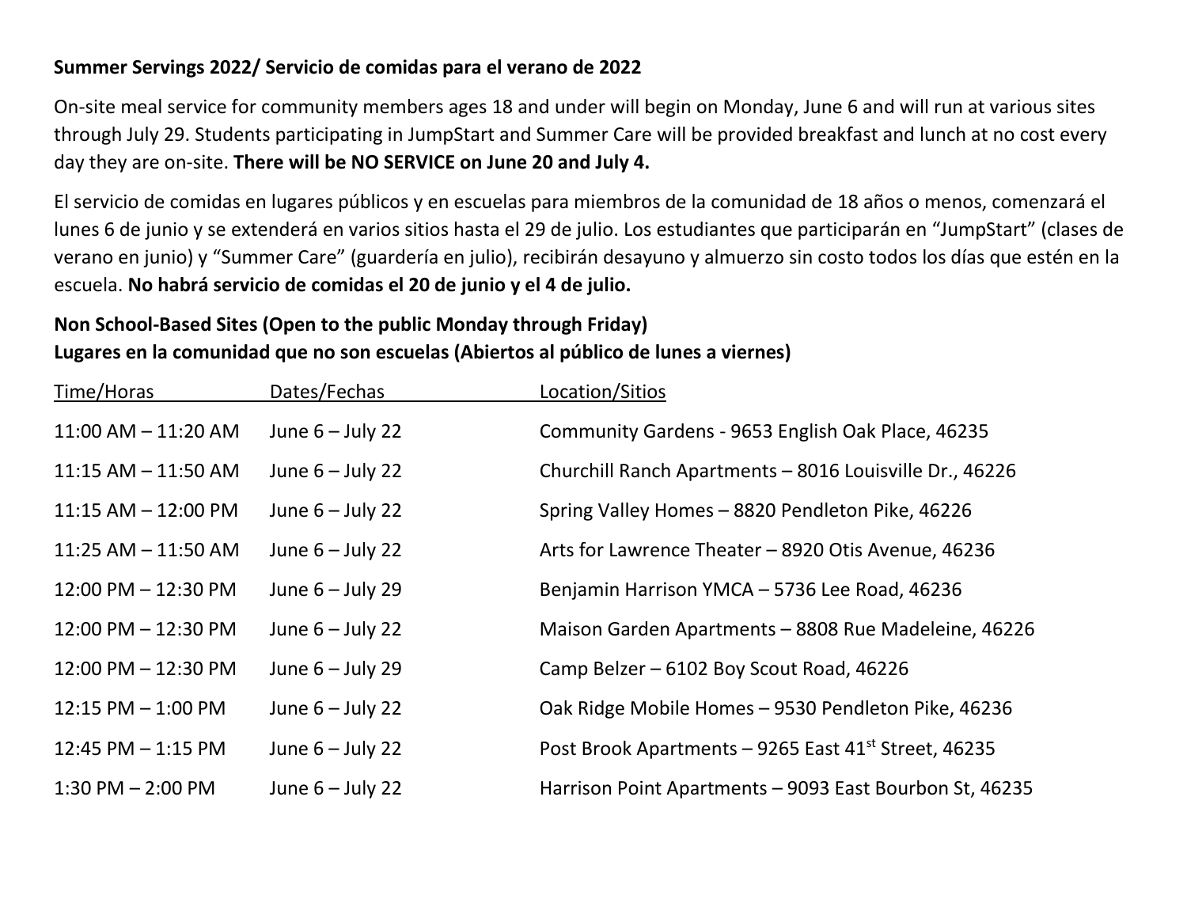**Summer Servings 2022/ Servicio de comidas para el verano de 2022**

On-site meal service for community members ages 18 and under will begin on Monday, June 6 and will run at various sites through July 29. Students participating in JumpStart and Summer Care will be provided breakfast and lunch at no cost every day they are on-site. **There will be NO SERVICE on June 20 and July 4.**

El servicio de comidas en lugares públicos y en escuelas para miembros de la comunidad de 18 años o menos, comenzará el lunes 6 de junio y se extenderá en varios sitios hasta el 29 de julio. Los estudiantes que participarán en "JumpStart" (clases de verano en junio) y "Summer Care" (guardería en julio), recibirán desayuno y almuerzo sin costo todos los días que estén en la escuela. **No habrá servicio de comidas el 20 de junio y el 4 de julio.**

**Non School-Based Sites (Open to the public Monday through Friday)**
**Lugares en la comunidad que no son escuelas (Abiertos al público de lunes a viernes)**

| Time/Horas | Dates/Fechas | Location/Sitios |
| --- | --- | --- |
| 11:00 AM – 11:20 AM | June 6 – July 22 | Community Gardens - 9653 English Oak Place, 46235 |
| 11:15 AM – 11:50 AM | June 6 – July 22 | Churchill Ranch Apartments – 8016 Louisville Dr., 46226 |
| 11:15 AM – 12:00 PM | June 6 – July 22 | Spring Valley Homes – 8820 Pendleton Pike, 46226 |
| 11:25 AM – 11:50 AM | June 6 – July 22 | Arts for Lawrence Theater – 8920 Otis Avenue, 46236 |
| 12:00 PM – 12:30 PM | June 6 – July 29 | Benjamin Harrison YMCA – 5736 Lee Road, 46236 |
| 12:00 PM – 12:30 PM | June 6 – July 22 | Maison Garden Apartments – 8808 Rue Madeleine, 46226 |
| 12:00 PM – 12:30 PM | June 6 – July 29 | Camp Belzer – 6102 Boy Scout Road, 46226 |
| 12:15 PM – 1:00 PM | June 6 – July 22 | Oak Ridge Mobile Homes – 9530 Pendleton Pike, 46236 |
| 12:45 PM – 1:15 PM | June 6 – July 22 | Post Brook Apartments – 9265 East 41st Street, 46235 |
| 1:30 PM – 2:00 PM | June 6 – July 22 | Harrison Point Apartments – 9093 East Bourbon St, 46235 |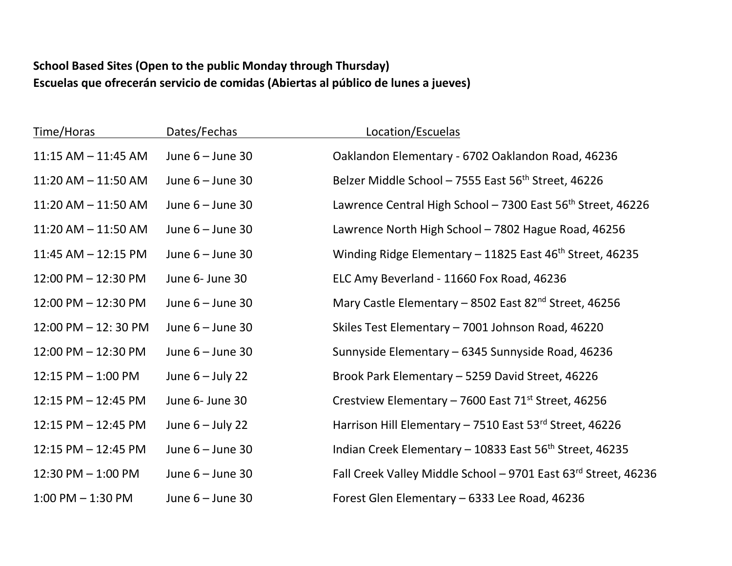**School Based Sites (Open to the public Monday through Thursday)**
**Escuelas que ofrecerán servicio de comidas (Abiertas al público de lunes a jueves)**

| Time/Horas | Dates/Fechas | Location/Escuelas |
|---|---|---|
| 11:15 AM – 11:45 AM | June 6 – June 30 | Oaklandon Elementary - 6702 Oaklandon Road, 46236 |
| 11:20 AM – 11:50 AM | June 6 – June 30 | Belzer Middle School – 7555 East 56th Street, 46226 |
| 11:20 AM – 11:50 AM | June 6 – June 30 | Lawrence Central High School – 7300 East 56th Street, 46226 |
| 11:20 AM – 11:50 AM | June 6 – June 30 | Lawrence North High School – 7802 Hague Road, 46256 |
| 11:45 AM – 12:15 PM | June 6 – June 30 | Winding Ridge Elementary – 11825 East 46th Street, 46235 |
| 12:00 PM – 12:30 PM | June 6- June 30 | ELC Amy Beverland - 11660 Fox Road, 46236 |
| 12:00 PM – 12:30 PM | June 6 – June 30 | Mary Castle Elementary – 8502 East 82nd Street, 46256 |
| 12:00 PM – 12: 30 PM | June 6 – June 30 | Skiles Test Elementary – 7001 Johnson Road, 46220 |
| 12:00 PM – 12:30 PM | June 6 – June 30 | Sunnyside Elementary – 6345 Sunnyside Road, 46236 |
| 12:15 PM – 1:00 PM | June 6 – July 22 | Brook Park Elementary – 5259 David Street, 46226 |
| 12:15 PM – 12:45 PM | June 6- June 30 | Crestview Elementary – 7600 East 71st Street, 46256 |
| 12:15 PM – 12:45 PM | June 6 – July 22 | Harrison Hill Elementary – 7510 East 53rd Street, 46226 |
| 12:15 PM – 12:45 PM | June 6 – June 30 | Indian Creek Elementary – 10833 East 56th Street, 46235 |
| 12:30 PM – 1:00 PM | June 6 – June 30 | Fall Creek Valley Middle School – 9701 East 63rd Street, 46236 |
| 1:00 PM – 1:30 PM | June 6 – June 30 | Forest Glen Elementary – 6333 Lee Road, 46236 |